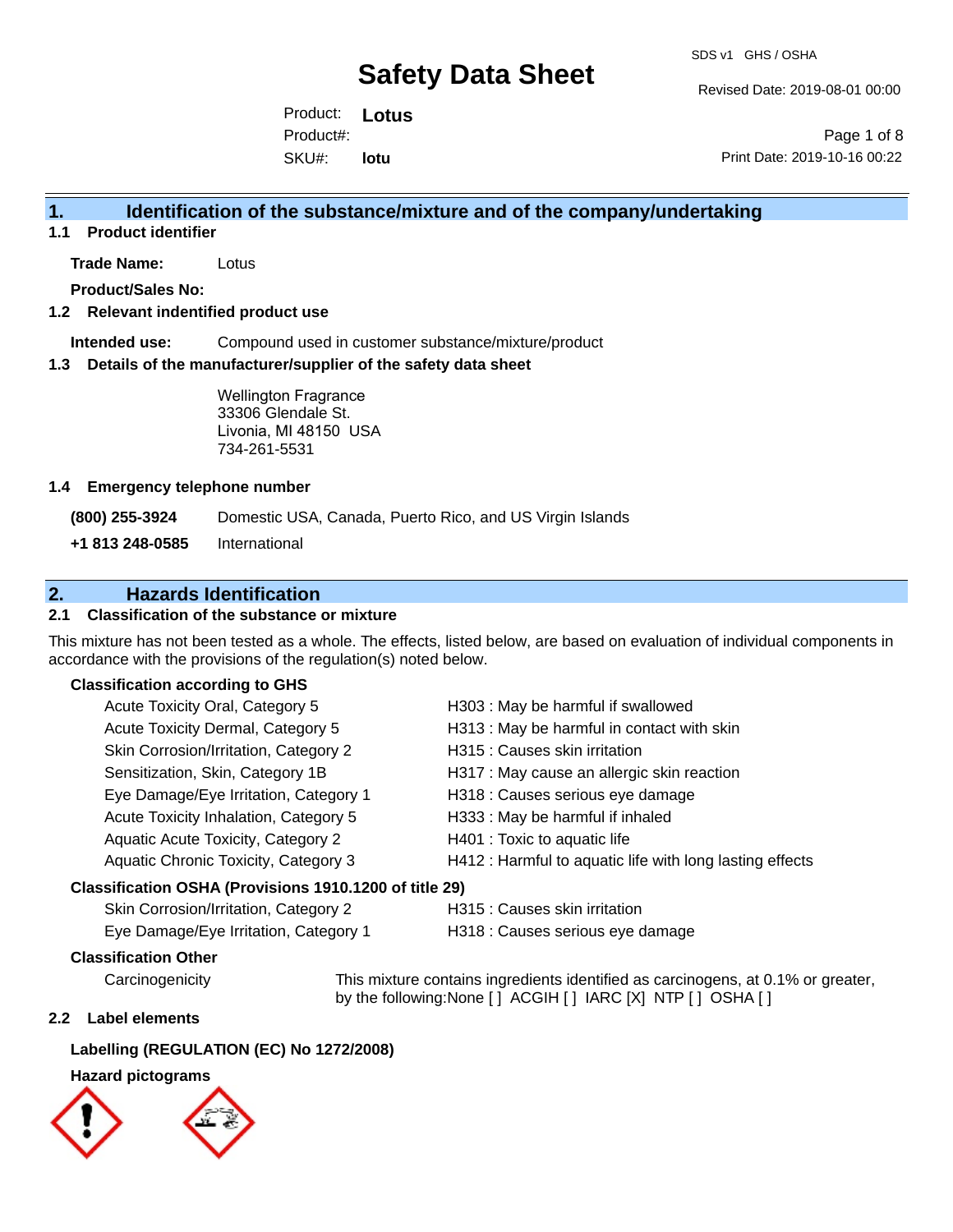# Safety Data Sheet

SDS v1 GHS / OSHA

Revised Date: 2019-08-01 00:00

Print Date: 2019-10-16 00:22

Product: **Lotus**

Product#:

SKU#: **lotu**

## 1. Identification of the substance/mixture and of the company/undertaking

### 1.1 Product identifier

**Trade Name:** Lotus

**Product/Sales No:**

### 1.2 Relevant identified product use

**Intended use:** Compound used in customer substance/mixture/product

### 1.3 Details of the manufacturer/supplier of the safety data sheet

Wellington Fragrance
33306 Glendale St.
Livonia, MI 48150 USA
734-261-5531

### 1.4 Emergency telephone number

**(800) 255-3924** Domestic USA, Canada, Puerto Rico, and US Virgin Islands

**+1 813 248-0585** International

## 2. Hazards Identification

### 2.1 Classification of the substance or mixture

This mixture has not been tested as a whole. The effects, listed below, are based on evaluation of individual components in accordance with the provisions of the regulation(s) noted below.

**Classification according to GHS**

| | |
|---|---|
| Acute Toxicity Oral, Category 5 | H303 : May be harmful if swallowed |
| Acute Toxicity Dermal, Category 5 | H313 : May be harmful in contact with skin |
| Skin Corrosion/Irritation, Category 2 | H315 : Causes skin irritation |
| Sensitization, Skin, Category 1B | H317 : May cause an allergic skin reaction |
| Eye Damage/Eye Irritation, Category 1 | H318 : Causes serious eye damage |
| Acute Toxicity Inhalation, Category 5 | H333 : May be harmful if inhaled |
| Aquatic Acute Toxicity, Category 2 | H401 : Toxic to aquatic life |
| Aquatic Chronic Toxicity, Category 3 | H412 : Harmful to aquatic life with long lasting effects |

**Classification OSHA (Provisions 1910.1200 of title 29)**

| | |
|---|---|
| Skin Corrosion/Irritation, Category 2 | H315 : Causes skin irritation |
| Eye Damage/Eye Irritation, Category 1 | H318 : Causes serious eye damage |

**Classification Other**

Carcinogenicity: This mixture contains ingredients identified as carcinogens, at 0.1% or greater, by the following:None [ ] ACGIH [ ] IARC [X] NTP [ ] OSHA [ ]

### 2.2 Label elements

**Labelling (REGULATION (EC) No 1272/2008)**

**Hazard pictograms**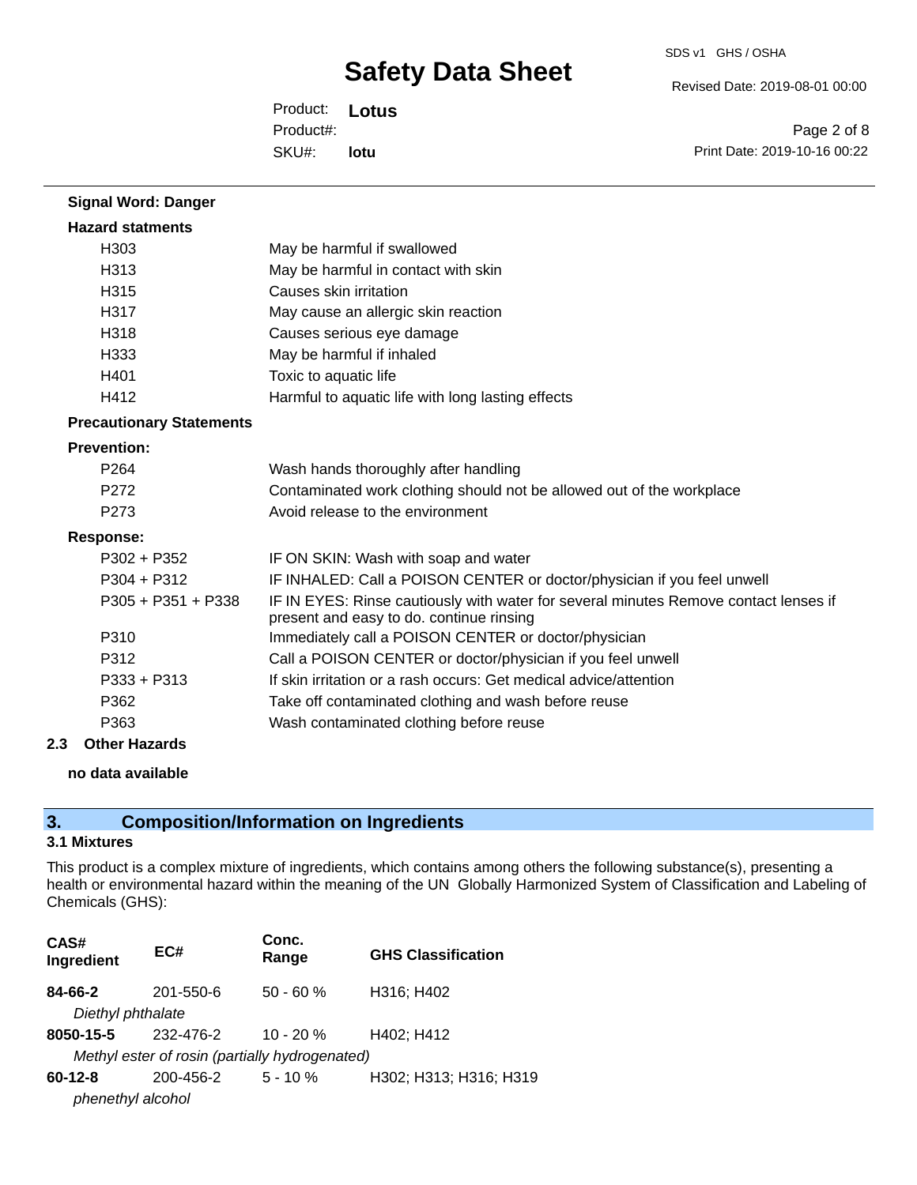**Signal Word: Danger**

**Hazard statments**

| | |
|---|---|
| H303 | May be harmful if swallowed |
| H313 | May be harmful in contact with skin |
| H315 | Causes skin irritation |
| H317 | May cause an allergic skin reaction |
| H318 | Causes serious eye damage |
| H333 | May be harmful if inhaled |
| H401 | Toxic to aquatic life |
| H412 | Harmful to aquatic life with long lasting effects |

**Precautionary Statements**

**Prevention:**

| | |
|---|---|
| P264 | Wash hands thoroughly after handling |
| P272 | Contaminated work clothing should not be allowed out of the workplace |
| P273 | Avoid release to the environment |

**Response:**

| | |
|---|---|
| P302 + P352 | IF ON SKIN: Wash with soap and water |
| P304 + P312 | IF INHALED: Call a POISON CENTER or doctor/physician if you feel unwell |
| P305 + P351 + P338 | IF IN EYES: Rinse cautiously with water for several minutes Remove contact lenses if present and easy to do. continue rinsing |
| P310 | Immediately call a POISON CENTER or doctor/physician |
| P312 | Call a POISON CENTER or doctor/physician if you feel unwell |
| P333 + P313 | If skin irritation or a rash occurs: Get medical advice/attention |
| P362 | Take off contaminated clothing and wash before reuse |
| P363 | Wash contaminated clothing before reuse |

### 2.3 Other Hazards

**no data available**

## 3. Composition/Information on Ingredients

### 3.1 Mixtures

This product is a complex mixture of ingredients, which contains among others the following substance(s), presenting a health or environmental hazard within the meaning of the UN Globally Harmonized System of Classification and Labeling of Chemicals (GHS):

| CAS# Ingredient | EC# | Conc. Range | GHS Classification |
|---|---|---|---|
| **84-66-2** | 201-550-6 | 50 - 60 % | H316; H402 |
| *Diethyl phthalate* | | | |
| **8050-15-5** | 232-476-2 | 10 - 20 % | H402; H412 |
| *Methyl ester of rosin (partially hydrogenated)* | | | |
| **60-12-8** | 200-456-2 | 5 - 10 % | H302; H313; H316; H319 |
| *phenethyl alcohol* | | | |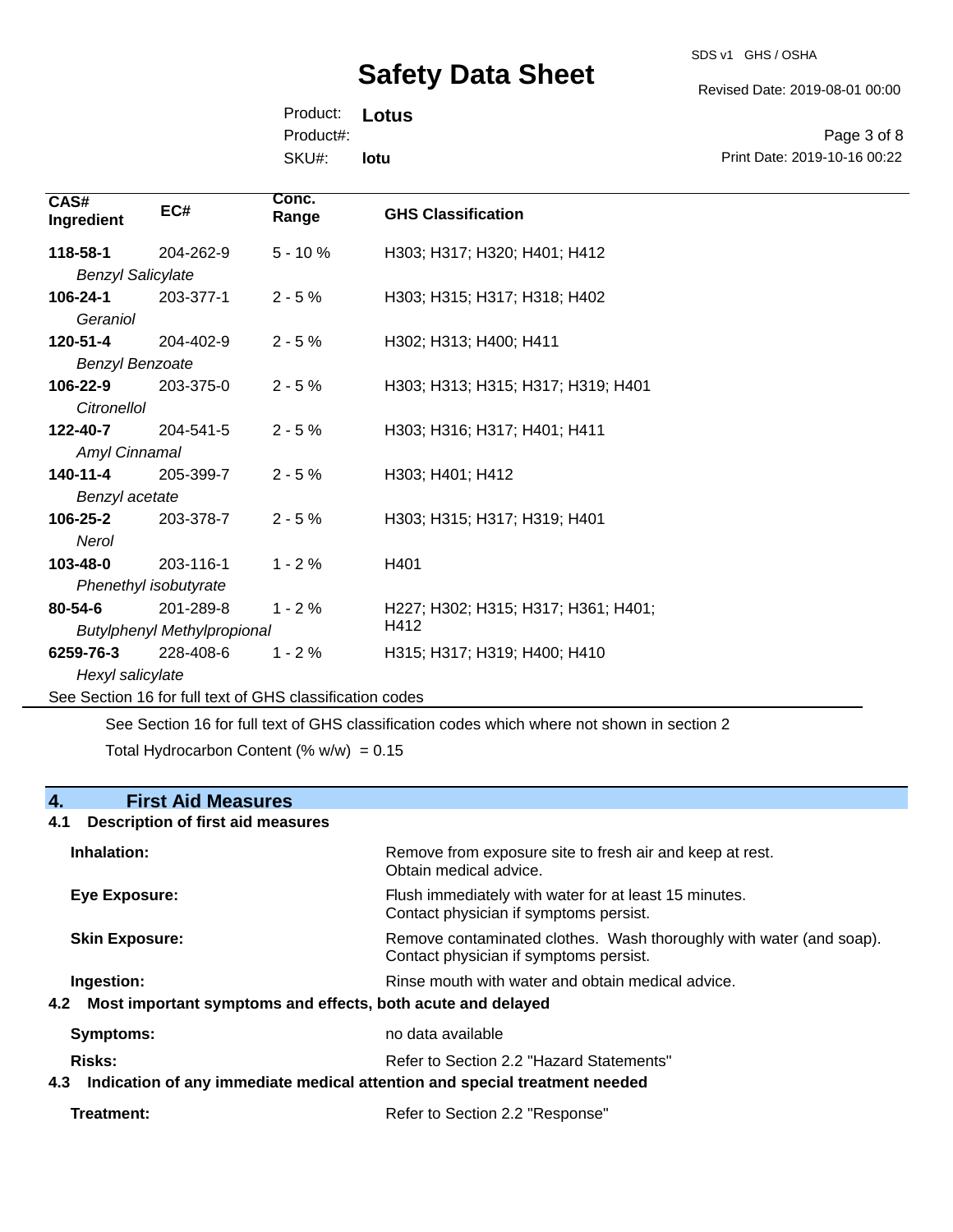| CAS# Ingredient | EC# | Conc. Range | GHS Classification |
|---|---|---|---|
| **118-58-1** *Benzyl Salicylate* | 204-262-9 | 5 - 10 % | H303; H317; H320; H401; H412 |
| **106-24-1** *Geraniol* | 203-377-1 | 2 - 5 % | H303; H315; H317; H318; H402 |
| **120-51-4** *Benzyl Benzoate* | 204-402-9 | 2 - 5 % | H302; H313; H400; H411 |
| **106-22-9** *Citronellol* | 203-375-0 | 2 - 5 % | H303; H313; H315; H317; H319; H401 |
| **122-40-7** *Amyl Cinnamal* | 204-541-5 | 2 - 5 % | H303; H316; H317; H401; H411 |
| **140-11-4** *Benzyl acetate* | 205-399-7 | 2 - 5 % | H303; H401; H412 |
| **106-25-2** *Nerol* | 203-378-7 | 2 - 5 % | H303; H315; H317; H319; H401 |
| **103-48-0** *Phenethyl isobutyrate* | 203-116-1 | 1 - 2 % | H401 |
| **80-54-6** *Butylphenyl Methylpropional* | 201-289-8 | 1 - 2 % | H227; H302; H315; H317; H361; H401; H412 |
| **6259-76-3** *Hexyl salicylate* | 228-408-6 | 1 - 2 % | H315; H317; H319; H400; H410 |

See Section 16 for full text of GHS classification codes

See Section 16 for full text of GHS classification codes which where not shown in section 2

Total Hydrocarbon Content (% w/w) = 0.15

## 4. First Aid Measures

### 4.1 Description of first aid measures

**Inhalation:** Remove from exposure site to fresh air and keep at rest. Obtain medical advice.

**Eye Exposure:** Flush immediately with water for at least 15 minutes. Contact physician if symptoms persist.

**Skin Exposure:** Remove contaminated clothes. Wash thoroughly with water (and soap). Contact physician if symptoms persist.

**Ingestion:** Rinse mouth with water and obtain medical advice.

### 4.2 Most important symptoms and effects, both acute and delayed

**Symptoms:** no data available

**Risks:** Refer to Section 2.2 "Hazard Statements"

### 4.3 Indication of any immediate medical attention and special treatment needed

**Treatment:** Refer to Section 2.2 "Response"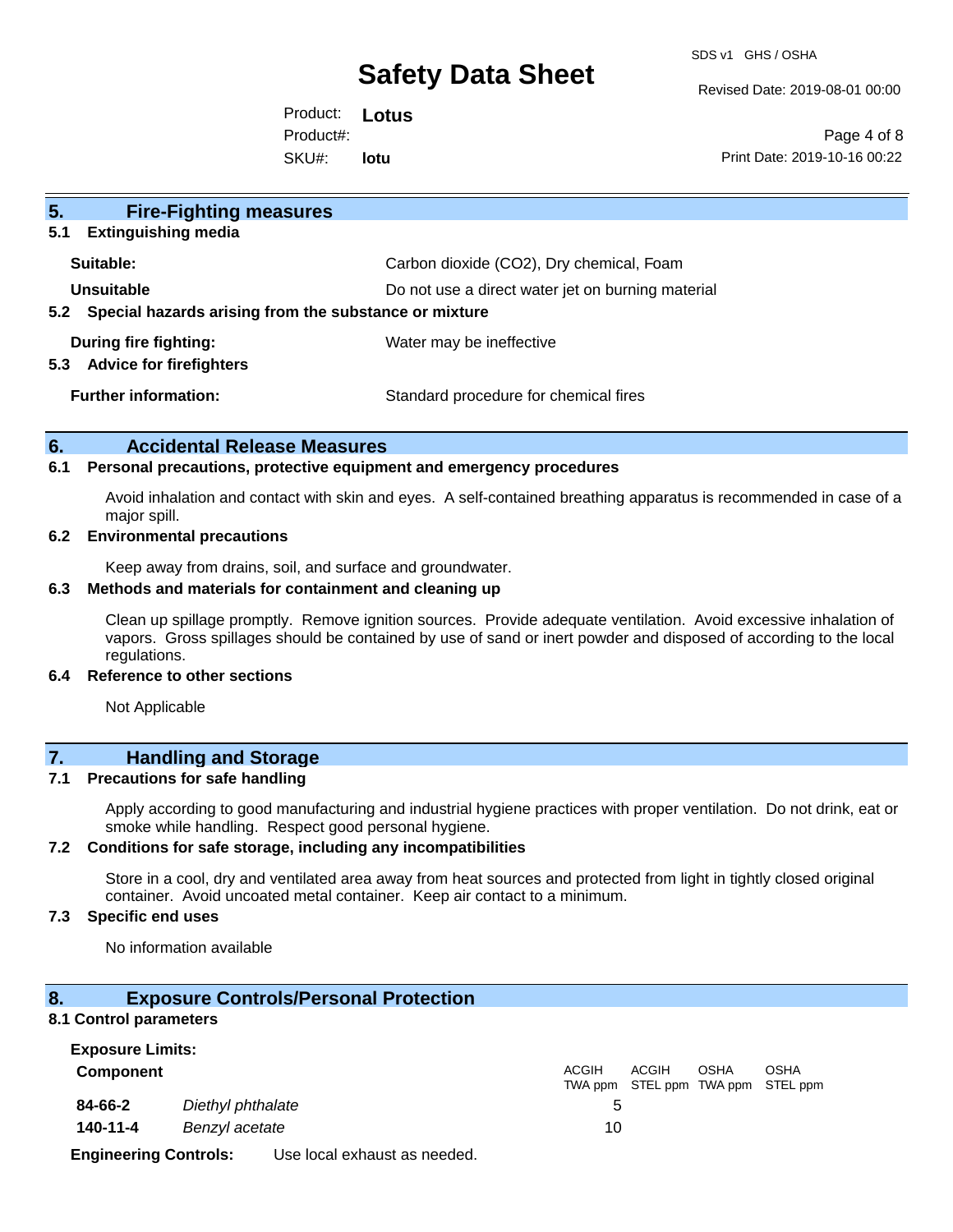## 5. Fire-Fighting measures

### 5.1 Extinguishing media

| | |
|---|---|
| **Suitable:** | Carbon dioxide ($CO_2$), Dry chemical, Foam |
| **Unsuitable** | Do not use a direct water jet on burning material |

### 5.2 Special hazards arising from the substance or mixture

| | |
|---|---|
| **During fire fighting:** | Water may be ineffective |

### 5.3 Advice for firefighters

| | |
|---|---|
| **Further information:** | Standard procedure for chemical fires |

## 6. Accidental Release Measures

### 6.1 Personal precautions, protective equipment and emergency procedures

Avoid inhalation and contact with skin and eyes. A self-contained breathing apparatus is recommended in case of a major spill.

### 6.2 Environmental precautions

Keep away from drains, soil, and surface and groundwater.

### 6.3 Methods and materials for containment and cleaning up

Clean up spillage promptly. Remove ignition sources. Provide adequate ventilation. Avoid excessive inhalation of vapors. Gross spillages should be contained by use of sand or inert powder and disposed of according to the local regulations.

### 6.4 Reference to other sections

Not Applicable

## 7. Handling and Storage

### 7.1 Precautions for safe handling

Apply according to good manufacturing and industrial hygiene practices with proper ventilation. Do not drink, eat or smoke while handling. Respect good personal hygiene.

### 7.2 Conditions for safe storage, including any incompatibilities

Store in a cool, dry and ventilated area away from heat sources and protected from light in tightly closed original container. Avoid uncoated metal container. Keep air contact to a minimum.

### 7.3 Specific end uses

No information available

## 8. Exposure Controls/Personal Protection

### 8.1 Control parameters

**Exposure Limits:**

| **Component** | | ACGIH TWA ppm | ACGIH STEL ppm | OSHA TWA ppm | OSHA STEL ppm |
|---|---|---|---|---|---|
| **84-66-2** | *Diethyl phthalate* | 5 | | | |
| **140-11-4** | *Benzyl acetate* | 10 | | | |

**Engineering Controls:** Use local exhaust as needed.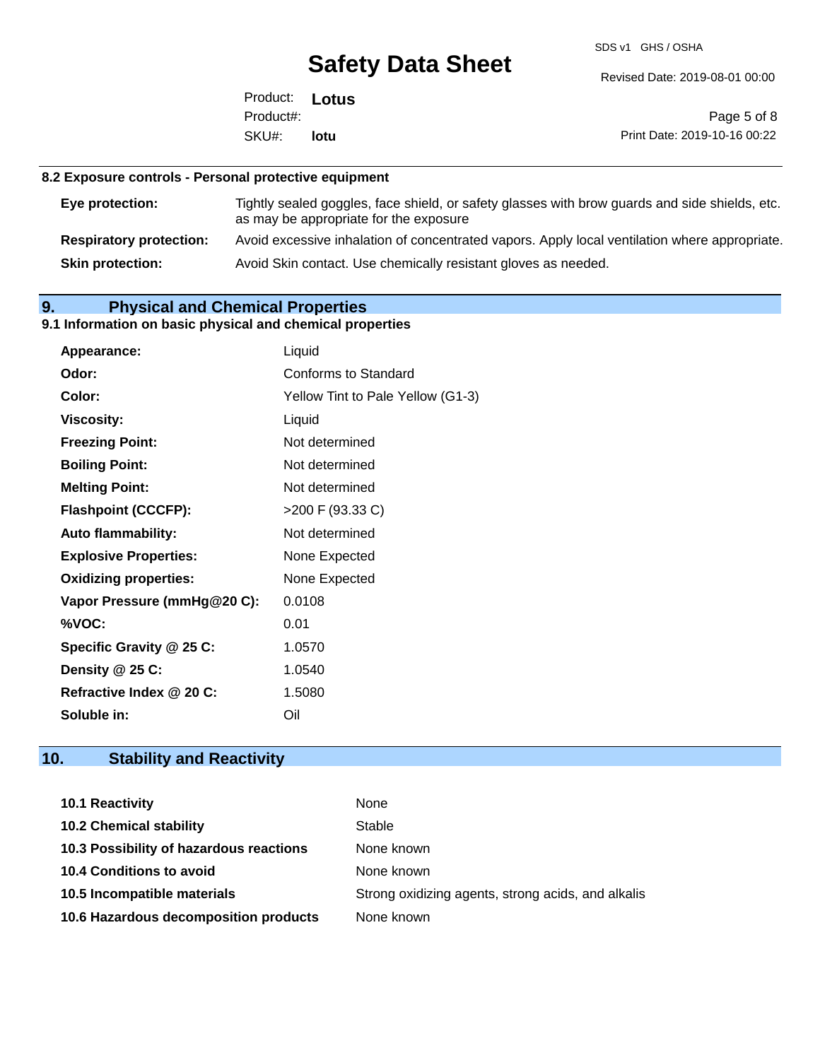### 8.2 Exposure controls - Personal protective equipment

| | |
|---|---|
| **Eye protection:** | Tightly sealed goggles, face shield, or safety glasses with brow guards and side shields, etc. as may be appropriate for the exposure |
| **Respiratory protection:** | Avoid excessive inhalation of concentrated vapors. Apply local ventilation where appropriate. |
| **Skin protection:** | Avoid Skin contact. Use chemically resistant gloves as needed. |

## 9. Physical and Chemical Properties

### 9.1 Information on basic physical and chemical properties

| | |
|---|---|
| **Appearance:** | Liquid |
| **Odor:** | Conforms to Standard |
| **Color:** | Yellow Tint to Pale Yellow (G1-3) |
| **Viscosity:** | Liquid |
| **Freezing Point:** | Not determined |
| **Boiling Point:** | Not determined |
| **Melting Point:** | Not determined |
| **Flashpoint (CCCFP):** | >200 F (93.33 C) |
| **Auto flammability:** | Not determined |
| **Explosive Properties:** | None Expected |
| **Oxidizing properties:** | None Expected |
| **Vapor Pressure (mmHg@20 C):** | 0.0108 |
| **%VOC:** | 0.01 |
| **Specific Gravity @ 25 C:** | 1.0570 |
| **Density @ 25 C:** | 1.0540 |
| **Refractive Index @ 20 C:** | 1.5080 |
| **Soluble in:** | Oil |

## 10. Stability and Reactivity

| | |
|---|---|
| **10.1 Reactivity** | None |
| **10.2 Chemical stability** | Stable |
| **10.3 Possibility of hazardous reactions** | None known |
| **10.4 Conditions to avoid** | None known |
| **10.5 Incompatible materials** | Strong oxidizing agents, strong acids, and alkalis |
| **10.6 Hazardous decomposition products** | None known |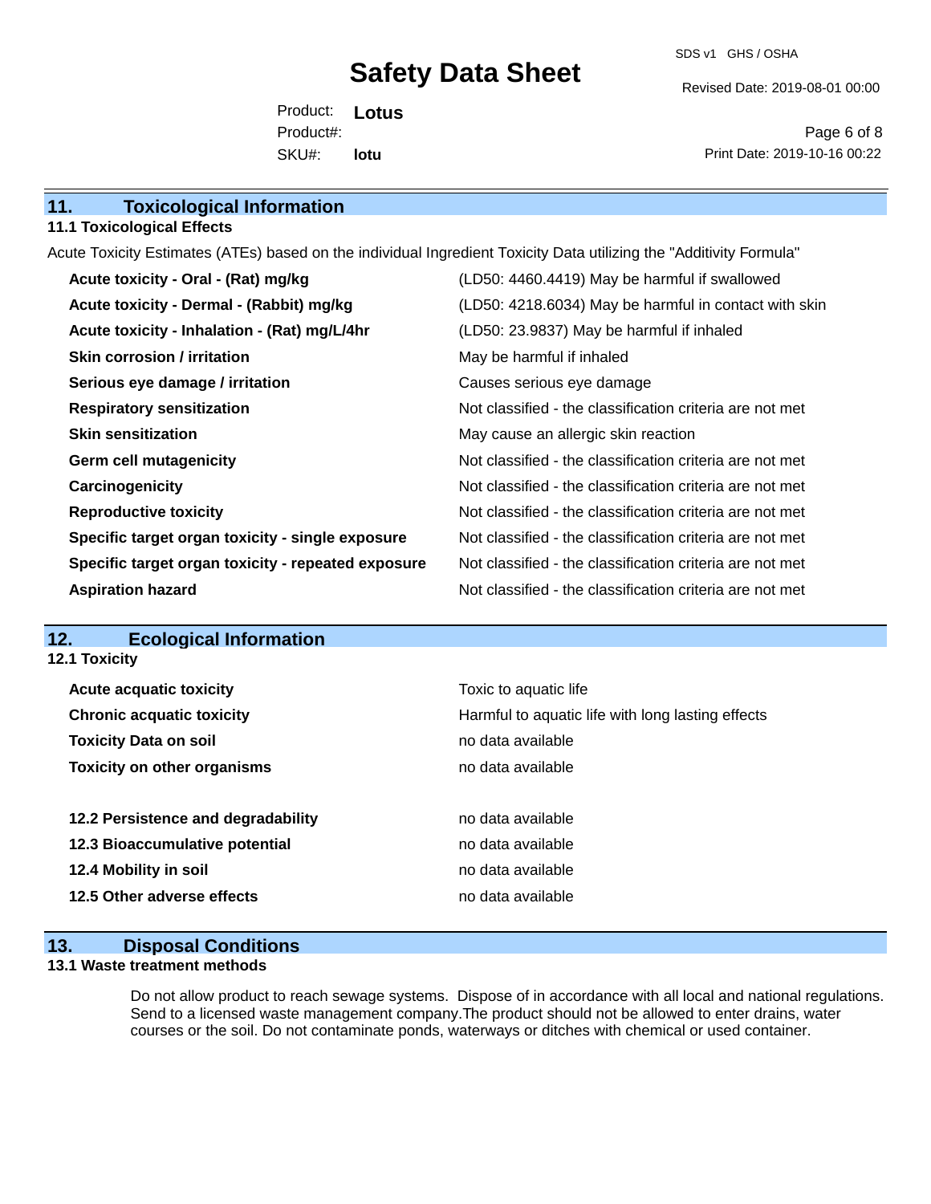## 11. Toxicological Information

### 11.1 Toxicological Effects

Acute Toxicity Estimates (ATEs) based on the individual Ingredient Toxicity Data utilizing the "Additivity Formula"

| | |
|---|---|
| **Acute toxicity - Oral - (Rat) mg/kg** | (LD50: 4460.4419) May be harmful if swallowed |
| **Acute toxicity - Dermal - (Rabbit) mg/kg** | (LD50: 4218.6034) May be harmful in contact with skin |
| **Acute toxicity - Inhalation - (Rat) mg/L/4hr** | (LD50: 23.9837) May be harmful if inhaled |
| **Skin corrosion / irritation** | May be harmful if inhaled |
| **Serious eye damage / irritation** | Causes serious eye damage |
| **Respiratory sensitization** | Not classified - the classification criteria are not met |
| **Skin sensitization** | May cause an allergic skin reaction |
| **Germ cell mutagenicity** | Not classified - the classification criteria are not met |
| **Carcinogenicity** | Not classified - the classification criteria are not met |
| **Reproductive toxicity** | Not classified - the classification criteria are not met |
| **Specific target organ toxicity - single exposure** | Not classified - the classification criteria are not met |
| **Specific target organ toxicity - repeated exposure** | Not classified - the classification criteria are not met |
| **Aspiration hazard** | Not classified - the classification criteria are not met |

## 12. Ecological Information

### 12.1 Toxicity

| | |
|---|---|
| **Acute acquatic toxicity** | Toxic to aquatic life |
| **Chronic acquatic toxicity** | Harmful to aquatic life with long lasting effects |
| **Toxicity Data on soil** | no data available |
| **Toxicity on other organisms** | no data available |

| | |
|---|---|
| **12.2 Persistence and degradability** | no data available |
| **12.3 Bioaccumulative potential** | no data available |
| **12.4 Mobility in soil** | no data available |
| **12.5 Other adverse effects** | no data available |

## 13. Disposal Conditions

### 13.1 Waste treatment methods

Do not allow product to reach sewage systems. Dispose of in accordance with all local and national regulations. Send to a licensed waste management company.The product should not be allowed to enter drains, water courses or the soil. Do not contaminate ponds, waterways or ditches with chemical or used container.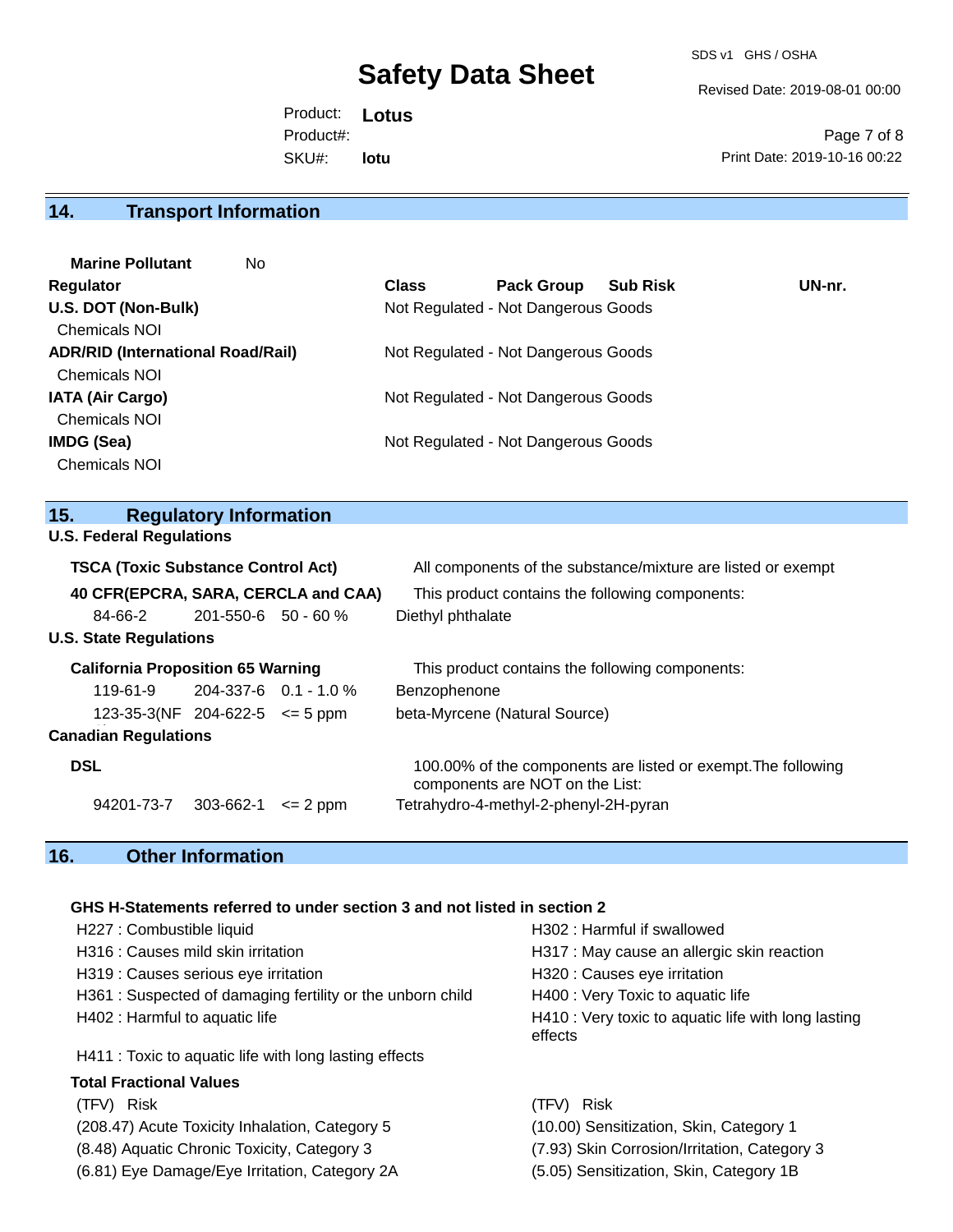## 14. Transport Information

**Marine Pollutant** No

| Regulator | Class | Pack Group | Sub Risk | UN-nr. |
|---|---|---|---|---|
| **U.S. DOT (Non-Bulk)** | Not Regulated - Not Dangerous Goods | | | |
| Chemicals NOI | | | | |
| **ADR/RID (International Road/Rail)** | Not Regulated - Not Dangerous Goods | | | |
| Chemicals NOI | | | | |
| **IATA (Air Cargo)** | Not Regulated - Not Dangerous Goods | | | |
| Chemicals NOI | | | | |
| **IMDG (Sea)** | Not Regulated - Not Dangerous Goods | | | |
| Chemicals NOI | | | | |

## 15. Regulatory Information

**U.S. Federal Regulations**

**TSCA (Toxic Substance Control Act)** All components of the substance/mixture are listed or exempt

**40 CFR(EPCRA, SARA, CERCLA and CAA)** This product contains the following components:

| | | | |
|---|---|---|---|
| 84-66-2 | 201-550-6 | 50 - 60 % | Diethyl phthalate |

**U.S. State Regulations**

**California Proposition 65 Warning** This product contains the following components:

| | | | |
|---|---|---|---|
| 119-61-9 | 204-337-6 | 0.1 - 1.0 % | Benzophenone |
| 123-35-3(NF | 204-622-5 | <= 5 ppm | beta-Myrcene (Natural Source) |

**Canadian Regulations**

**DSL** 100.00% of the components are listed or exempt.The following components are NOT on the List:

| | | | |
|---|---|---|---|
| 94201-73-7 | 303-662-1 | <= 2 ppm | Tetrahydro-4-methyl-2-phenyl-2H-pyran |

## 16. Other Information

**GHS H-Statements referred to under section 3 and not listed in section 2**

H227 : Combustible liquid
H302 : Harmful if swallowed
H316 : Causes mild skin irritation
H317 : May cause an allergic skin reaction
H319 : Causes serious eye irritation
H320 : Causes eye irritation
H361 : Suspected of damaging fertility or the unborn child
H400 : Very Toxic to aquatic life
H402 : Harmful to aquatic life
H410 : Very toxic to aquatic life with long lasting effects
H411 : Toxic to aquatic life with long lasting effects

**Total Fractional Values**

| (TFV) Risk | (TFV) Risk |
|---|---|
| (208.47) Acute Toxicity Inhalation, Category 5 | (10.00) Sensitization, Skin, Category 1 |
| (8.48) Aquatic Chronic Toxicity, Category 3 | (7.93) Skin Corrosion/Irritation, Category 3 |
| (6.81) Eye Damage/Eye Irritation, Category 2A | (5.05) Sensitization, Skin, Category 1B |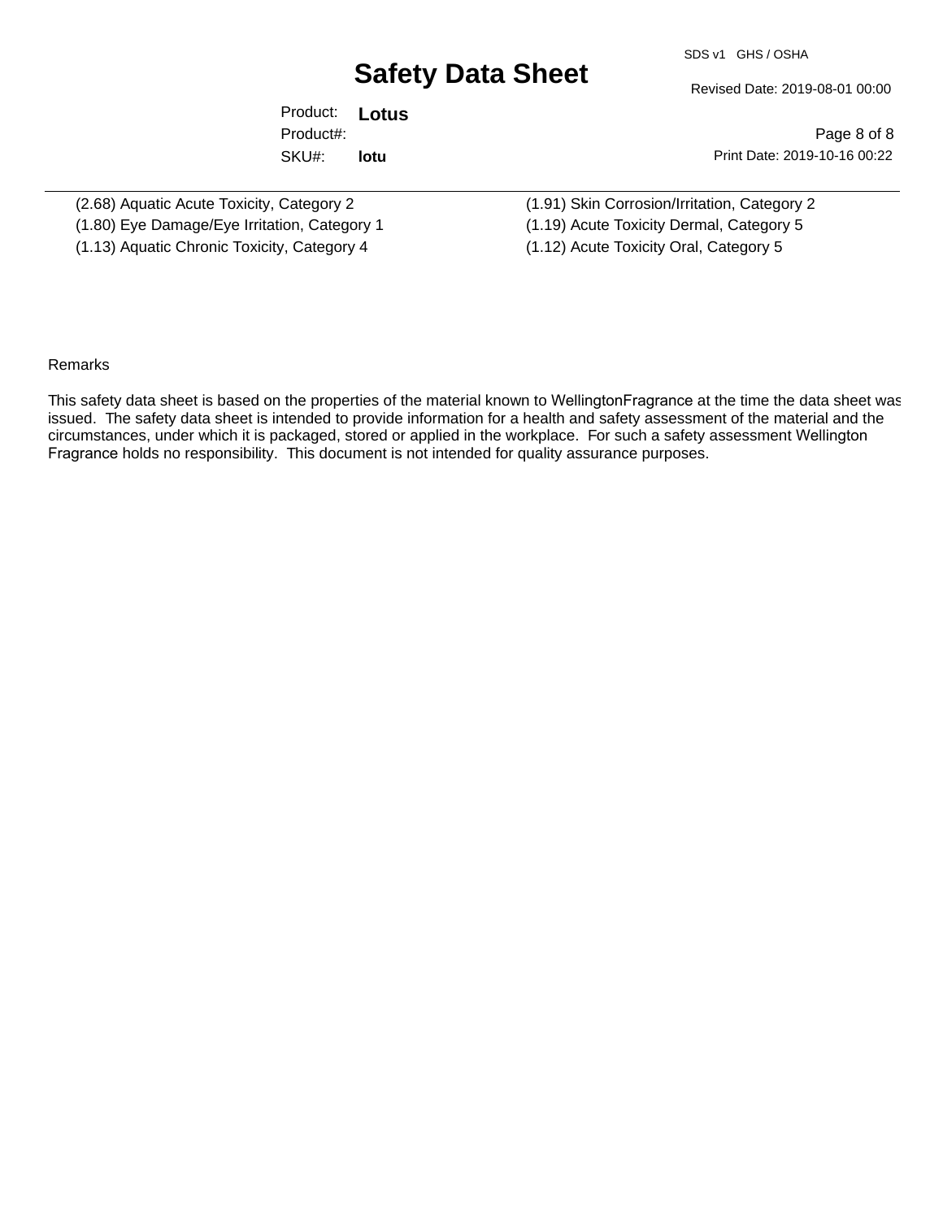(2.68) Aquatic Acute Toxicity, Category 2
(1.91) Skin Corrosion/Irritation, Category 2
(1.80) Eye Damage/Eye Irritation, Category 1
(1.19) Acute Toxicity Dermal, Category 5
(1.13) Aquatic Chronic Toxicity, Category 4
(1.12) Acute Toxicity Oral, Category 5

Remarks

This safety data sheet is based on the properties of the material known to WellingtonFragrance at the time the data sheet was issued. The safety data sheet is intended to provide information for a health and safety assessment of the material and the circumstances, under which it is packaged, stored or applied in the workplace. For such a safety assessment Wellington Fragrance holds no responsibility. This document is not intended for quality assurance purposes.